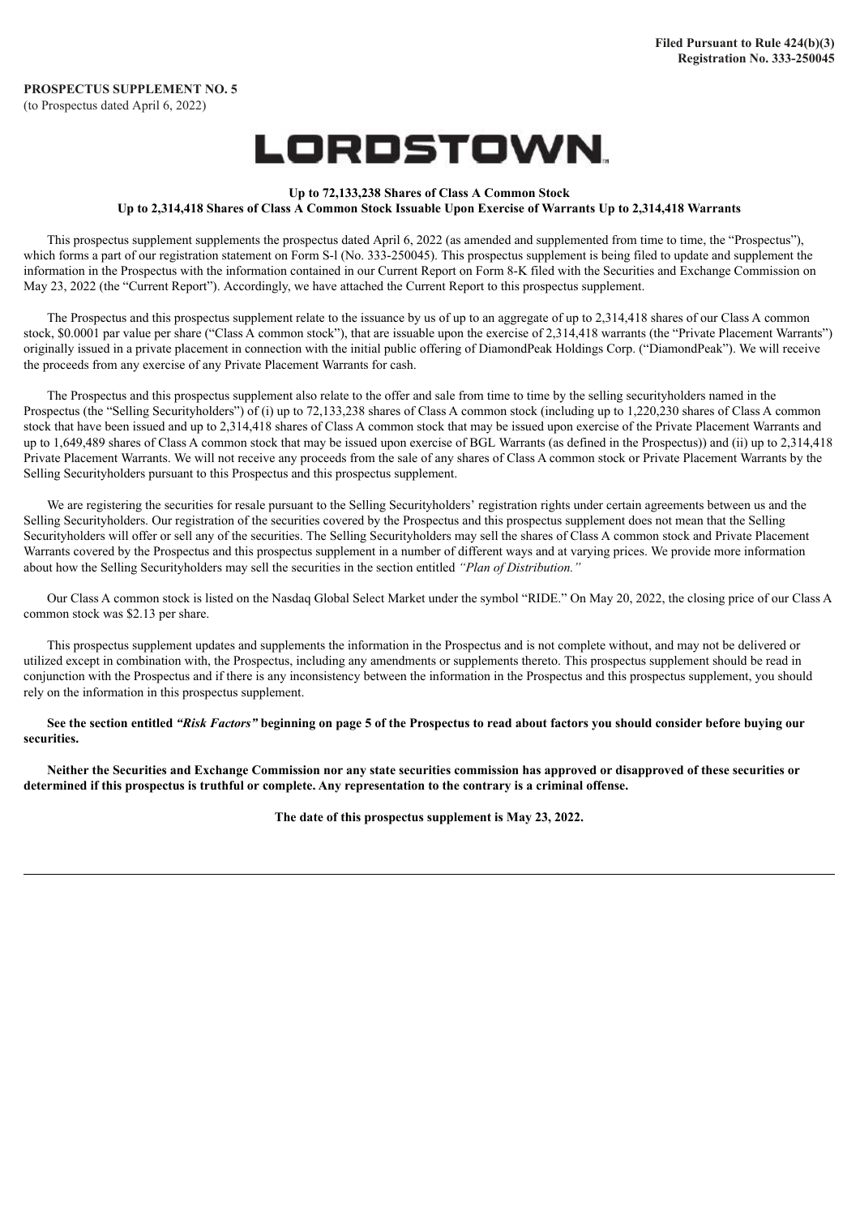**Filed Pursuant to Rule 424(b)(3)**
**Registration No. 333-250045**

**PROSPECTUS SUPPLEMENT NO. 5**
(to Prospectus dated April 6, 2022)

# LORDSTOWN

**Up to 72,133,238 Shares of Class A Common Stock**
**Up to 2,314,418 Shares of Class A Common Stock Issuable Upon Exercise of Warrants Up to 2,314,418 Warrants**

This prospectus supplement supplements the prospectus dated April 6, 2022 (as amended and supplemented from time to time, the "Prospectus"), which forms a part of our registration statement on Form S-l (No. 333-250045). This prospectus supplement is being filed to update and supplement the information in the Prospectus with the information contained in our Current Report on Form 8-K filed with the Securities and Exchange Commission on May 23, 2022 (the "Current Report"). Accordingly, we have attached the Current Report to this prospectus supplement.

The Prospectus and this prospectus supplement relate to the issuance by us of up to an aggregate of up to 2,314,418 shares of our Class A common stock, $0.0001 par value per share ("Class A common stock"), that are issuable upon the exercise of 2,314,418 warrants (the "Private Placement Warrants") originally issued in a private placement in connection with the initial public offering of DiamondPeak Holdings Corp. ("DiamondPeak"). We will receive the proceeds from any exercise of any Private Placement Warrants for cash.

The Prospectus and this prospectus supplement also relate to the offer and sale from time to time by the selling securityholders named in the Prospectus (the "Selling Securityholders") of (i) up to 72,133,238 shares of Class A common stock (including up to 1,220,230 shares of Class A common stock that have been issued and up to 2,314,418 shares of Class A common stock that may be issued upon exercise of the Private Placement Warrants and up to 1,649,489 shares of Class A common stock that may be issued upon exercise of BGL Warrants (as defined in the Prospectus)) and (ii) up to 2,314,418 Private Placement Warrants. We will not receive any proceeds from the sale of any shares of Class A common stock or Private Placement Warrants by the Selling Securityholders pursuant to this Prospectus and this prospectus supplement.

We are registering the securities for resale pursuant to the Selling Securityholders' registration rights under certain agreements between us and the Selling Securityholders. Our registration of the securities covered by the Prospectus and this prospectus supplement does not mean that the Selling Securityholders will offer or sell any of the securities. The Selling Securityholders may sell the shares of Class A common stock and Private Placement Warrants covered by the Prospectus and this prospectus supplement in a number of different ways and at varying prices. We provide more information about how the Selling Securityholders may sell the securities in the section entitled *"Plan of Distribution."*

Our Class A common stock is listed on the Nasdaq Global Select Market under the symbol "RIDE." On May 20, 2022, the closing price of our Class A common stock was $2.13 per share.

This prospectus supplement updates and supplements the information in the Prospectus and is not complete without, and may not be delivered or utilized except in combination with, the Prospectus, including any amendments or supplements thereto. This prospectus supplement should be read in conjunction with the Prospectus and if there is any inconsistency between the information in the Prospectus and this prospectus supplement, you should rely on the information in this prospectus supplement.

**See the section entitled *"Risk Factors"* beginning on page 5 of the Prospectus to read about factors you should consider before buying our securities.**

**Neither the Securities and Exchange Commission nor any state securities commission has approved or disapproved of these securities or determined if this prospectus is truthful or complete. Any representation to the contrary is a criminal offense.**

**The date of this prospectus supplement is May 23, 2022.**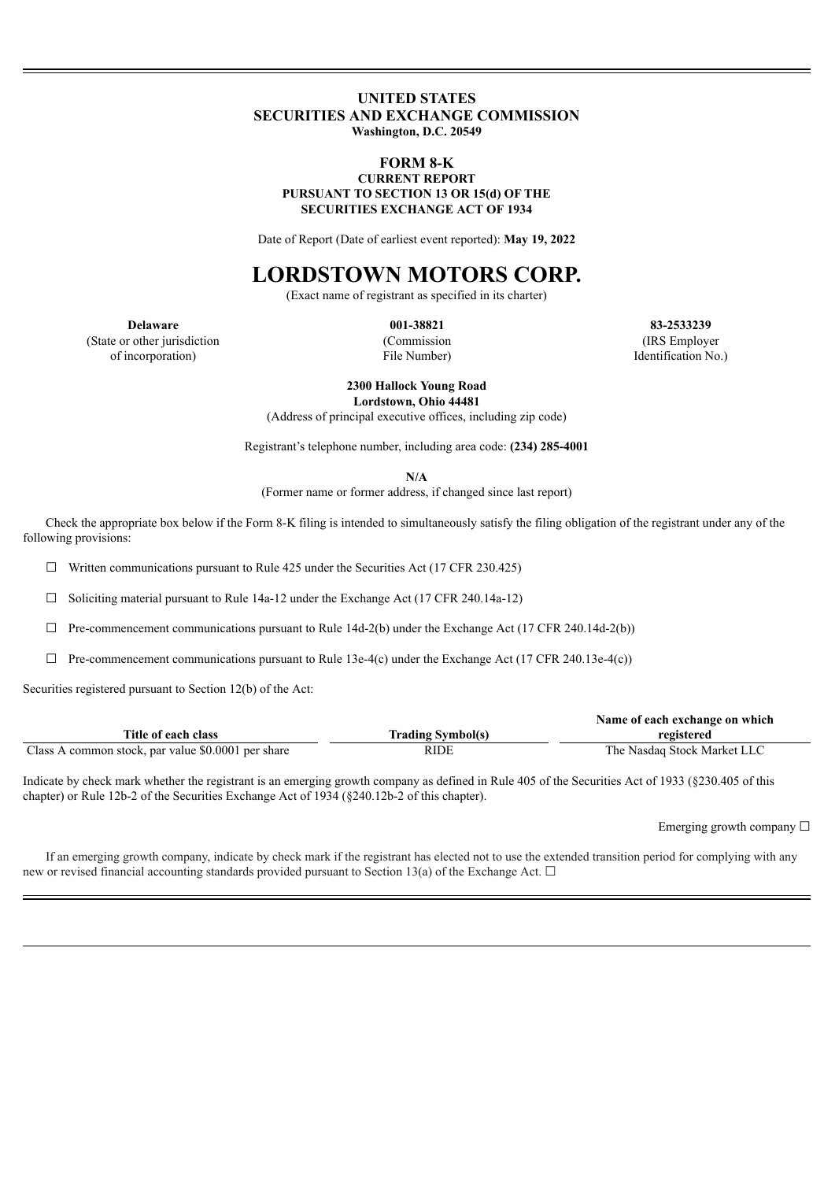# UNITED STATES
# SECURITIES AND EXCHANGE COMMISSION
**Washington, D.C. 20549**

## FORM 8-K
**CURRENT REPORT**
**PURSUANT TO SECTION 13 OR 15(d) OF THE SECURITIES EXCHANGE ACT OF 1934**

Date of Report (Date of earliest event reported): **May 19, 2022**

# LORDSTOWN MOTORS CORP.
(Exact name of registrant as specified in its charter)

| **Delaware** | **001-38821** | **83-2533239** |
|---|---|---|
| (State or other jurisdiction of incorporation) | (Commission File Number) | (IRS Employer Identification No.) |

**2300 Hallock Young Road**
**Lordstown, Ohio 44481**
(Address of principal executive offices, including zip code)

Registrant's telephone number, including area code: **(234) 285-4001**

**N/A**
(Former name or former address, if changed since last report)

Check the appropriate box below if the Form 8-K filing is intended to simultaneously satisfy the filing obligation of the registrant under any of the following provisions:

☐ Written communications pursuant to Rule 425 under the Securities Act (17 CFR 230.425)

☐ Soliciting material pursuant to Rule 14a-12 under the Exchange Act (17 CFR 240.14a-12)

☐ Pre-commencement communications pursuant to Rule 14d-2(b) under the Exchange Act (17 CFR 240.14d-2(b))

☐ Pre-commencement communications pursuant to Rule 13e-4(c) under the Exchange Act (17 CFR 240.13e-4(c))

Securities registered pursuant to Section 12(b) of the Act:

| Title of each class | Trading Symbol(s) | Name of each exchange on which registered |
|---|---|---|
| Class A common stock, par value $0.0001 per share | RIDE | The Nasdaq Stock Market LLC |

Indicate by check mark whether the registrant is an emerging growth company as defined in Rule 405 of the Securities Act of 1933 (§230.405 of this chapter) or Rule 12b-2 of the Securities Exchange Act of 1934 (§240.12b-2 of this chapter).

Emerging growth company ☐

If an emerging growth company, indicate by check mark if the registrant has elected not to use the extended transition period for complying with any new or revised financial accounting standards provided pursuant to Section 13(a) of the Exchange Act. ☐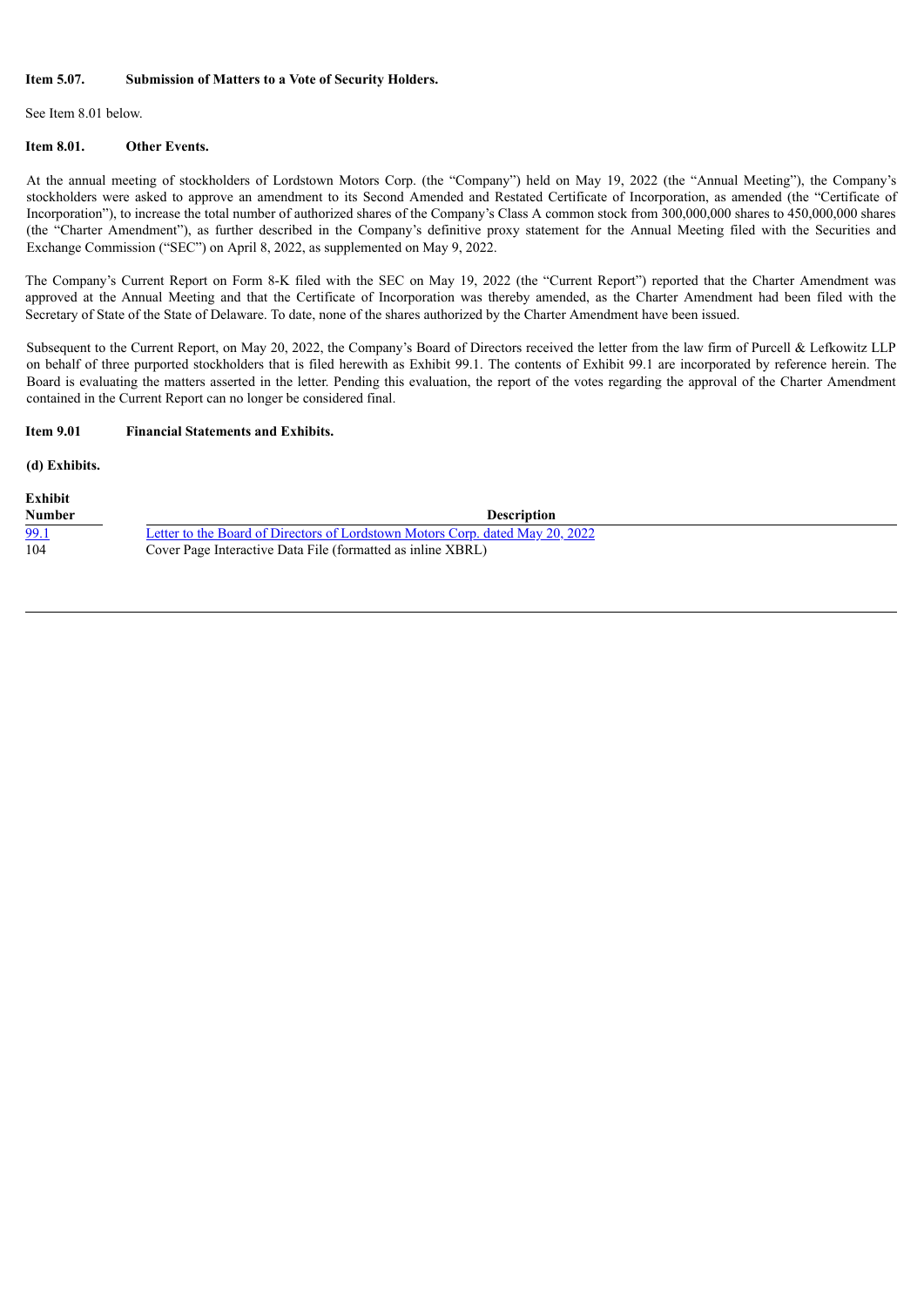**Item 5.07. Submission of Matters to a Vote of Security Holders.**

See Item 8.01 below.

**Item 8.01. Other Events.**

At the annual meeting of stockholders of Lordstown Motors Corp. (the "Company") held on May 19, 2022 (the "Annual Meeting"), the Company's stockholders were asked to approve an amendment to its Second Amended and Restated Certificate of Incorporation, as amended (the "Certificate of Incorporation"), to increase the total number of authorized shares of the Company's Class A common stock from 300,000,000 shares to 450,000,000 shares (the "Charter Amendment"), as further described in the Company's definitive proxy statement for the Annual Meeting filed with the Securities and Exchange Commission ("SEC") on April 8, 2022, as supplemented on May 9, 2022.

The Company's Current Report on Form 8-K filed with the SEC on May 19, 2022 (the "Current Report") reported that the Charter Amendment was approved at the Annual Meeting and that the Certificate of Incorporation was thereby amended, as the Charter Amendment had been filed with the Secretary of State of the State of Delaware. To date, none of the shares authorized by the Charter Amendment have been issued.

Subsequent to the Current Report, on May 20, 2022, the Company's Board of Directors received the letter from the law firm of Purcell & Lefkowitz LLP on behalf of three purported stockholders that is filed herewith as Exhibit 99.1. The contents of Exhibit 99.1 are incorporated by reference herein. The Board is evaluating the matters asserted in the letter. Pending this evaluation, the report of the votes regarding the approval of the Charter Amendment contained in the Current Report can no longer be considered final.

**Item 9.01 Financial Statements and Exhibits.**

**(d) Exhibits.**

| Exhibit Number | Description |
|---|---|
| 99.1 | Letter to the Board of Directors of Lordstown Motors Corp. dated May 20, 2022 |
| 104 | Cover Page Interactive Data File (formatted as inline XBRL) |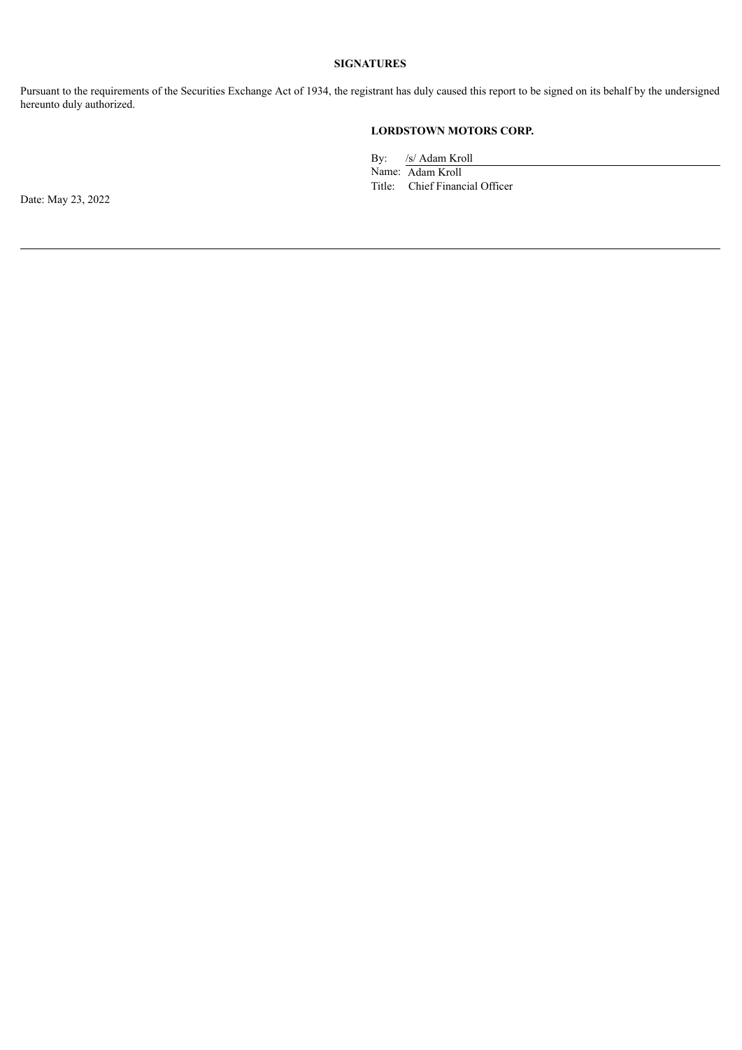**SIGNATURES**

Pursuant to the requirements of the Securities Exchange Act of 1934, the registrant has duly caused this report to be signed on its behalf by the undersigned hereunto duly authorized.

**LORDSTOWN MOTORS CORP.**

By: /s/ Adam Kroll
Name: Adam Kroll
Title: Chief Financial Officer

Date: May 23, 2022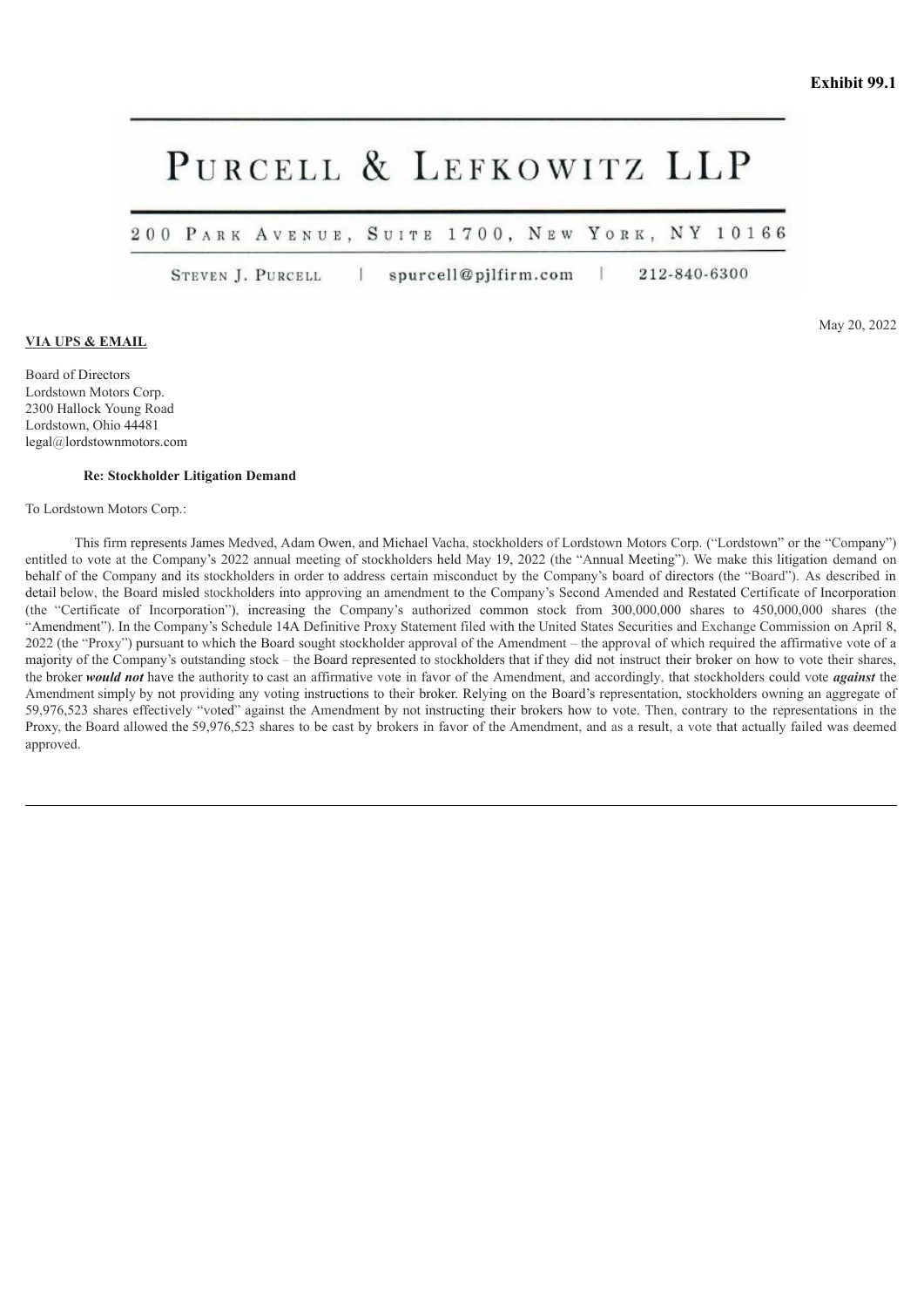**Exhibit 99.1**

# PURCELL & LEFKOWITZ LLP

200 PARK AVENUE, SUITE 1700, NEW YORK, NY 10166

STEVEN J. PURCELL | spurcell@pjlfirm.com | 212-840-6300

May 20, 2022

**VIA UPS & EMAIL**

Board of Directors
Lordstown Motors Corp.
2300 Hallock Young Road
Lordstown, Ohio 44481
legal@lordstownmotors.com

**Re: Stockholder Litigation Demand**

To Lordstown Motors Corp.:

This firm represents James Medved, Adam Owen, and Michael Vacha, stockholders of Lordstown Motors Corp. ("Lordstown" or the "Company") entitled to vote at the Company's 2022 annual meeting of stockholders held May 19, 2022 (the "Annual Meeting"). We make this litigation demand on behalf of the Company and its stockholders in order to address certain misconduct by the Company's board of directors (the "Board"). As described in detail below, the Board misled stockholders into approving an amendment to the Company's Second Amended and Restated Certificate of Incorporation (the "Certificate of Incorporation"), increasing the Company's authorized common stock from 300,000,000 shares to 450,000,000 shares (the "Amendment"). In the Company's Schedule 14A Definitive Proxy Statement filed with the United States Securities and Exchange Commission on April 8, 2022 (the "Proxy") pursuant to which the Board sought stockholder approval of the Amendment – the approval of which required the affirmative vote of a majority of the Company's outstanding stock – the Board represented to stockholders that if they did not instruct their broker on how to vote their shares, the broker ***would not*** have the authority to cast an affirmative vote in favor of the Amendment, and accordingly, that stockholders could vote ***against*** the Amendment simply by not providing any voting instructions to their broker. Relying on the Board's representation, stockholders owning an aggregate of 59,976,523 shares effectively "voted" against the Amendment by not instructing their brokers how to vote. Then, contrary to the representations in the Proxy, the Board allowed the 59,976,523 shares to be cast by brokers in favor of the Amendment, and as a result, a vote that actually failed was deemed approved.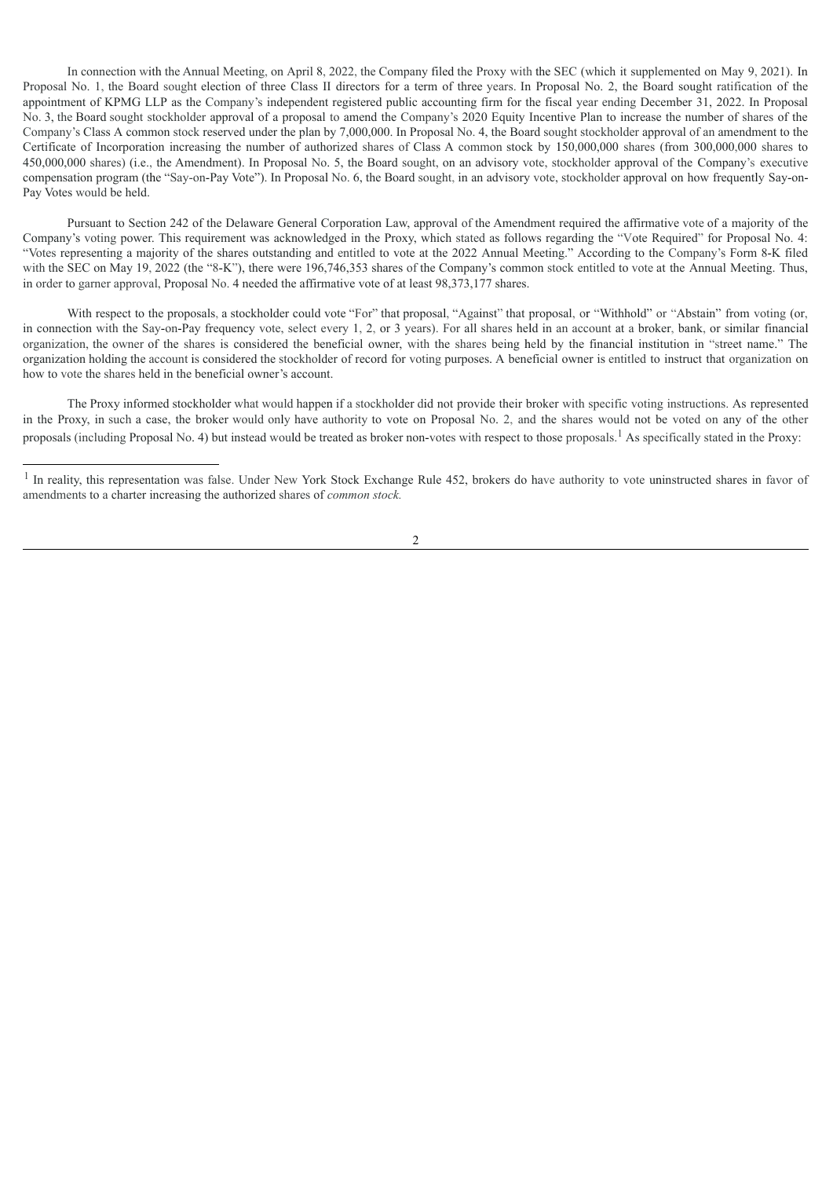In connection with the Annual Meeting, on April 8, 2022, the Company filed the Proxy with the SEC (which it supplemented on May 9, 2021). In Proposal No. 1, the Board sought election of three Class II directors for a term of three years. In Proposal No. 2, the Board sought ratification of the appointment of KPMG LLP as the Company's independent registered public accounting firm for the fiscal year ending December 31, 2022. In Proposal No. 3, the Board sought stockholder approval of a proposal to amend the Company's 2020 Equity Incentive Plan to increase the number of shares of the Company's Class A common stock reserved under the plan by 7,000,000. In Proposal No. 4, the Board sought stockholder approval of an amendment to the Certificate of Incorporation increasing the number of authorized shares of Class A common stock by 150,000,000 shares (from 300,000,000 shares to 450,000,000 shares) (i.e., the Amendment). In Proposal No. 5, the Board sought, on an advisory vote, stockholder approval of the Company's executive compensation program (the "Say-on-Pay Vote"). In Proposal No. 6, the Board sought, in an advisory vote, stockholder approval on how frequently Say-on-Pay Votes would be held.

Pursuant to Section 242 of the Delaware General Corporation Law, approval of the Amendment required the affirmative vote of a majority of the Company's voting power. This requirement was acknowledged in the Proxy, which stated as follows regarding the "Vote Required" for Proposal No. 4: "Votes representing a majority of the shares outstanding and entitled to vote at the 2022 Annual Meeting." According to the Company's Form 8-K filed with the SEC on May 19, 2022 (the "8-K"), there were 196,746,353 shares of the Company's common stock entitled to vote at the Annual Meeting. Thus, in order to garner approval, Proposal No. 4 needed the affirmative vote of at least 98,373,177 shares.

With respect to the proposals, a stockholder could vote "For" that proposal, "Against" that proposal, or "Withhold" or "Abstain" from voting (or, in connection with the Say-on-Pay frequency vote, select every 1, 2, or 3 years). For all shares held in an account at a broker, bank, or similar financial organization, the owner of the shares is considered the beneficial owner, with the shares being held by the financial institution in "street name." The organization holding the account is considered the stockholder of record for voting purposes. A beneficial owner is entitled to instruct that organization on how to vote the shares held in the beneficial owner's account.

The Proxy informed stockholder what would happen if a stockholder did not provide their broker with specific voting instructions. As represented in the Proxy, in such a case, the broker would only have authority to vote on Proposal No. 2, and the shares would not be voted on any of the other proposals (including Proposal No. 4) but instead would be treated as broker non-votes with respect to those proposals.[1] As specifically stated in the Proxy:

---

[1] In reality, this representation was false. Under New York Stock Exchange Rule 452, brokers do have authority to vote uninstructed shares in favor of amendments to a charter increasing the authorized shares of *common stock.*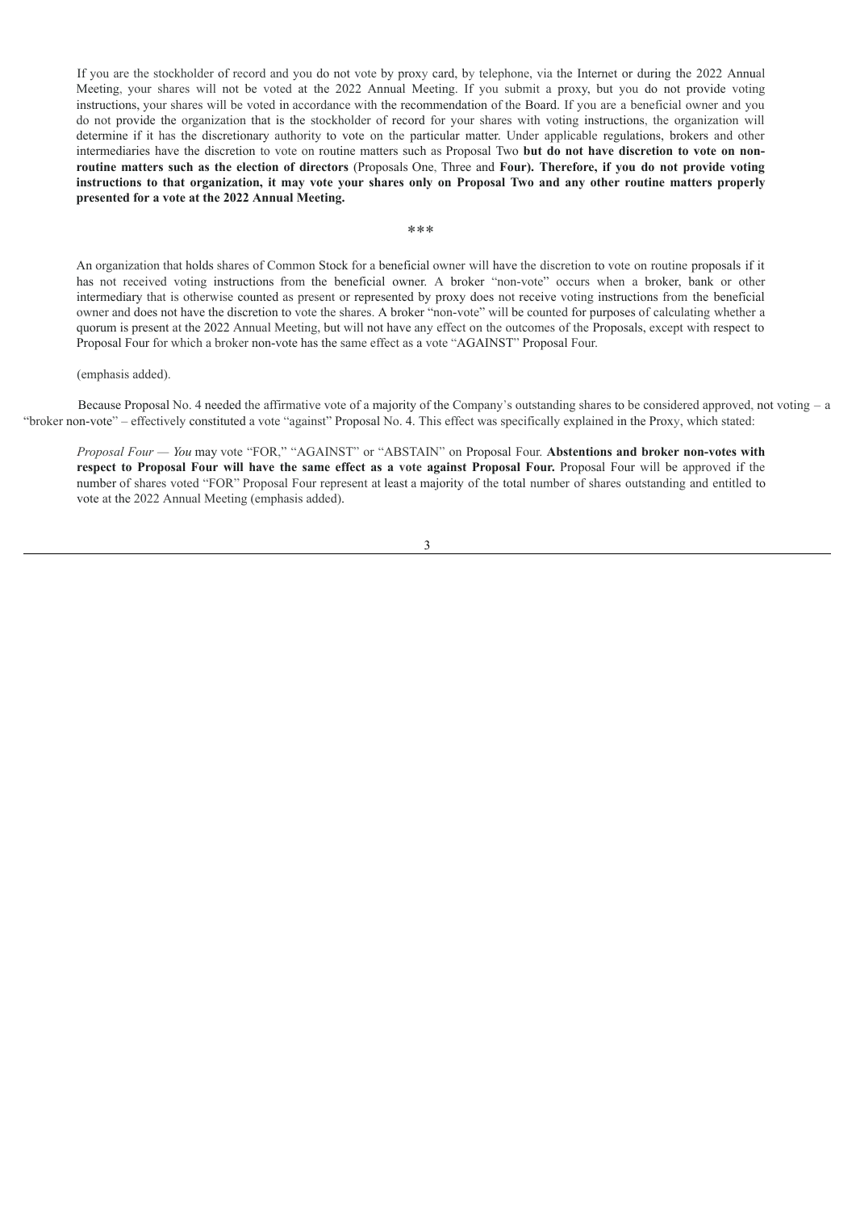> If you are the stockholder of record and you do not vote by proxy card, by telephone, via the Internet or during the 2022 Annual Meeting, your shares will not be voted at the 2022 Annual Meeting. If you submit a proxy, but you do not provide voting instructions, your shares will be voted in accordance with the recommendation of the Board. If you are a beneficial owner and you do not provide the organization that is the stockholder of record for your shares with voting instructions, the organization will determine if it has the discretionary authority to vote on the particular matter. Under applicable regulations, brokers and other intermediaries have the discretion to vote on routine matters such as Proposal Two **but do not have discretion to vote on non-routine matters such as the election of directors** (Proposals One, Three and **Four). Therefore, if you do not provide voting instructions to that organization, it may vote your shares only on Proposal Two and any other routine matters properly presented for a vote at the 2022 Annual Meeting.**
>
> \*\*\*
>
> An organization that holds shares of Common Stock for a beneficial owner will have the discretion to vote on routine proposals if it has not received voting instructions from the beneficial owner. A broker "non-vote" occurs when a broker, bank or other intermediary that is otherwise counted as present or represented by proxy does not receive voting instructions from the beneficial owner and does not have the discretion to vote the shares. A broker "non-vote" will be counted for purposes of calculating whether a quorum is present at the 2022 Annual Meeting, but will not have any effect on the outcomes of the Proposals, except with respect to Proposal Four for which a broker non-vote has the same effect as a vote "AGAINST" Proposal Four.
>
> (emphasis added).

Because Proposal No. 4 needed the affirmative vote of a majority of the Company's outstanding shares to be considered approved, not voting – a "broker non-vote" – effectively constituted a vote "against" Proposal No. 4. This effect was specifically explained in the Proxy, which stated:

> *Proposal Four — You* may vote "FOR," "AGAINST" or "ABSTAIN" on Proposal Four. **Abstentions and broker non-votes with respect to Proposal Four will have the same effect as a vote against Proposal Four.** Proposal Four will be approved if the number of shares voted "FOR" Proposal Four represent at least a majority of the total number of shares outstanding and entitled to vote at the 2022 Annual Meeting (emphasis added).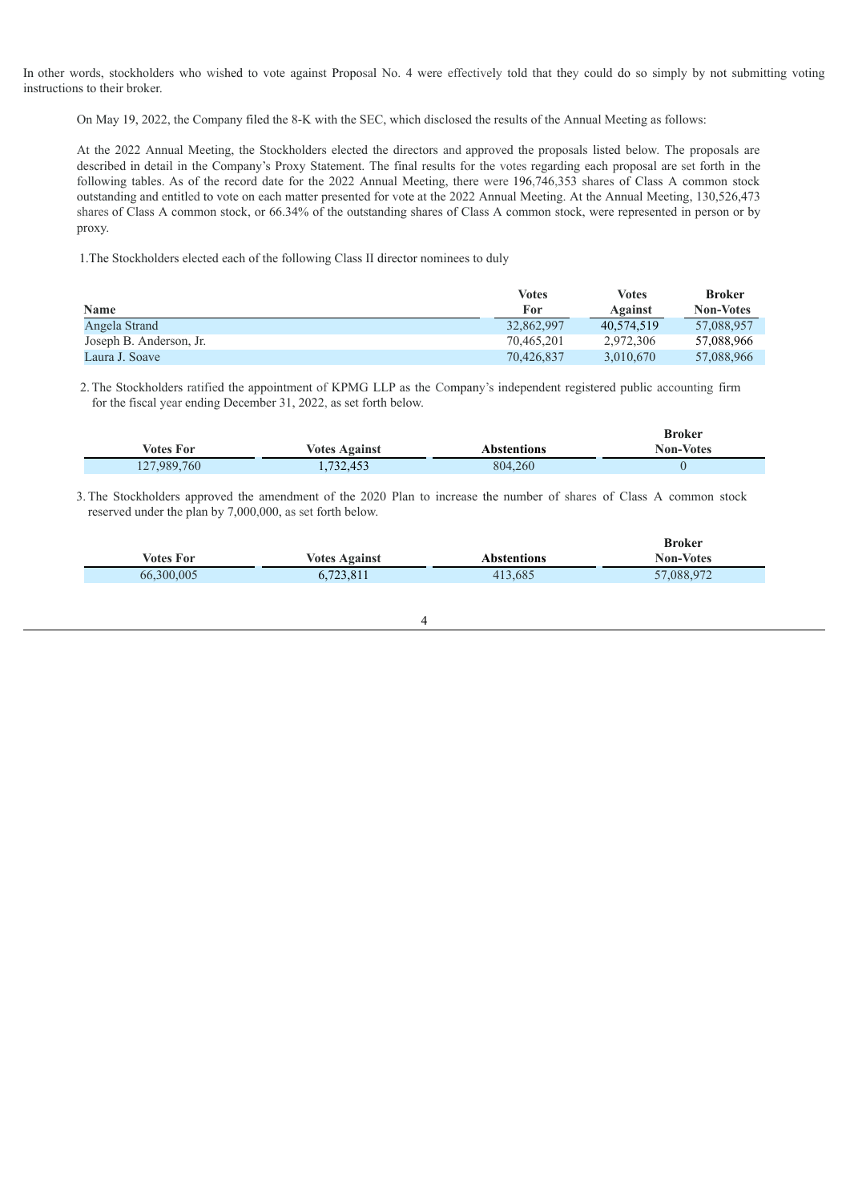In other words, stockholders who wished to vote against Proposal No. 4 were effectively told that they could do so simply by not submitting voting instructions to their broker.

On May 19, 2022, the Company filed the 8-K with the SEC, which disclosed the results of the Annual Meeting as follows:

At the 2022 Annual Meeting, the Stockholders elected the directors and approved the proposals listed below. The proposals are described in detail in the Company's Proxy Statement. The final results for the votes regarding each proposal are set forth in the following tables. As of the record date for the 2022 Annual Meeting, there were 196,746,353 shares of Class A common stock outstanding and entitled to vote on each matter presented for vote at the 2022 Annual Meeting. At the Annual Meeting, 130,526,473 shares of Class A common stock, or 66.34% of the outstanding shares of Class A common stock, were represented in person or by proxy.

1. The Stockholders elected each of the following Class II director nominees to duly

| Name | Votes For | Votes Against | Broker Non-Votes |
|---|---|---|---|
| Angela Strand | 32,862,997 | 40,574,519 | 57,088,957 |
| Joseph B. Anderson, Jr. | 70,465,201 | 2,972,306 | 57,088,966 |
| Laura J. Soave | 70,426,837 | 3,010,670 | 57,088,966 |

2. The Stockholders ratified the appointment of KPMG LLP as the Company's independent registered public accounting firm for the fiscal year ending December 31, 2022, as set forth below.

| Votes For | Votes Against | Abstentions | Broker Non-Votes |
|---|---|---|---|
| 127,989,760 | 1,732,453 | 804,260 | 0 |

3. The Stockholders approved the amendment of the 2020 Plan to increase the number of shares of Class A common stock reserved under the plan by 7,000,000, as set forth below.

| Votes For | Votes Against | Abstentions | Broker Non-Votes |
|---|---|---|---|
| 66,300,005 | 6,723,811 | 413,685 | 57,088,972 |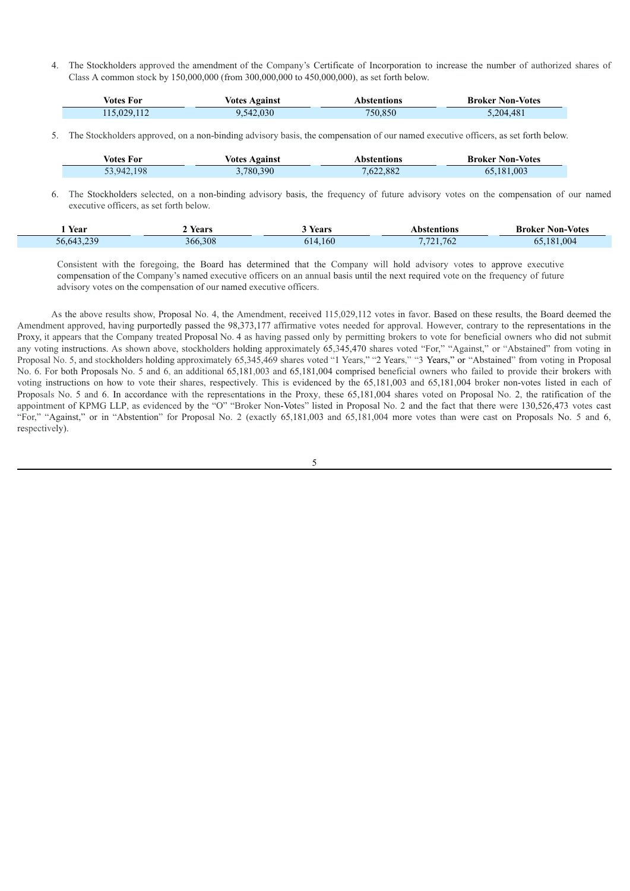4. The Stockholders approved the amendment of the Company's Certificate of Incorporation to increase the number of authorized shares of Class A common stock by 150,000,000 (from 300,000,000 to 450,000,000), as set forth below.

| Votes For | Votes Against | Abstentions | Broker Non-Votes |
|---|---|---|---|
| 115,029,112 | 9,542,030 | 750,850 | 5,204,481 |

5. The Stockholders approved, on a non-binding advisory basis, the compensation of our named executive officers, as set forth below.

| Votes For | Votes Against | Abstentions | Broker Non-Votes |
|---|---|---|---|
| 53,942,198 | 3,780,390 | 7,622,882 | 65,181,003 |

6. The Stockholders selected, on a non-binding advisory basis, the frequency of future advisory votes on the compensation of our named executive officers, as set forth below.

| 1 Year | 2 Years | 3 Years | Abstentions | Broker Non-Votes |
|---|---|---|---|---|
| 56,643,239 | 366,308 | 614,160 | 7,721,762 | 65,181,004 |

Consistent with the foregoing, the Board has determined that the Company will hold advisory votes to approve executive compensation of the Company's named executive officers on an annual basis until the next required vote on the frequency of future advisory votes on the compensation of our named executive officers.

As the above results show, Proposal No. 4, the Amendment, received 115,029,112 votes in favor. Based on these results, the Board deemed the Amendment approved, having purportedly passed the 98,373,177 affirmative votes needed for approval. However, contrary to the representations in the Proxy, it appears that the Company treated Proposal No. 4 as having passed only by permitting brokers to vote for beneficial owners who did not submit any voting instructions. As shown above, stockholders holding approximately 65,345,470 shares voted "For," "Against," or "Abstained" from voting in Proposal No. 5, and stockholders holding approximately 65,345,469 shares voted "1 Years," "2 Years," "3 Years," or "Abstained" from voting in Proposal No. 6. For both Proposals No. 5 and 6, an additional 65,181,003 and 65,181,004 comprised beneficial owners who failed to provide their brokers with voting instructions on how to vote their shares, respectively. This is evidenced by the 65,181,003 and 65,181,004 broker non-votes listed in each of Proposals No. 5 and 6. In accordance with the representations in the Proxy, these 65,181,004 shares voted on Proposal No. 2, the ratification of the appointment of KPMG LLP, as evidenced by the "O" "Broker Non-Votes" listed in Proposal No. 2 and the fact that there were 130,526,473 votes cast "For," "Against," or in "Abstention" for Proposal No. 2 (exactly 65,181,003 and 65,181,004 more votes than were cast on Proposals No. 5 and 6, respectively).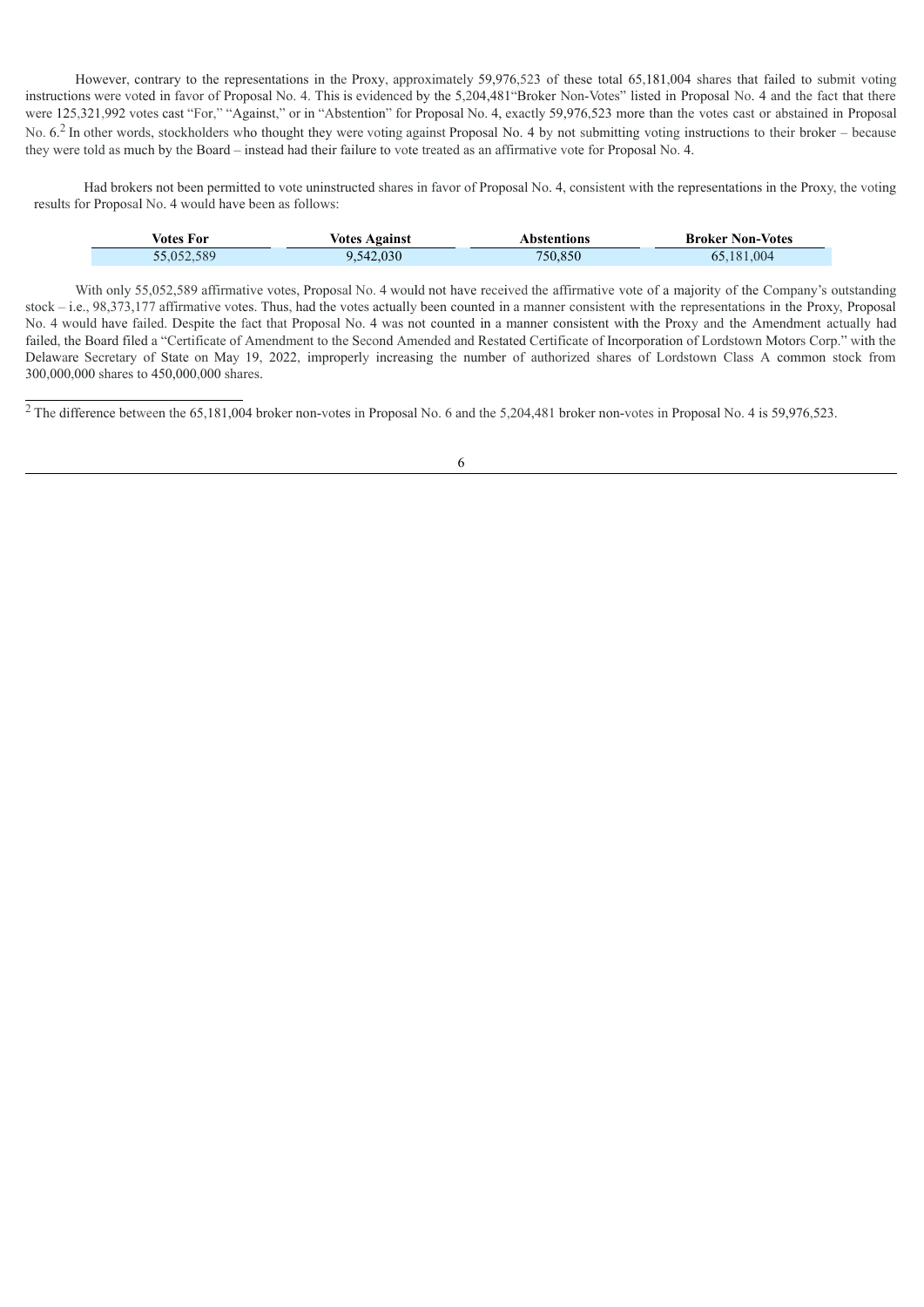However, contrary to the representations in the Proxy, approximately 59,976,523 of these total 65,181,004 shares that failed to submit voting instructions were voted in favor of Proposal No. 4. This is evidenced by the 5,204,481"Broker Non-Votes" listed in Proposal No. 4 and the fact that there were 125,321,992 votes cast "For," "Against," or in "Abstention" for Proposal No. 4, exactly 59,976,523 more than the votes cast or abstained in Proposal No. 6.[2] In other words, stockholders who thought they were voting against Proposal No. 4 by not submitting voting instructions to their broker – because they were told as much by the Board – instead had their failure to vote treated as an affirmative vote for Proposal No. 4.

Had brokers not been permitted to vote uninstructed shares in favor of Proposal No. 4, consistent with the representations in the Proxy, the voting results for Proposal No. 4 would have been as follows:

| Votes For | Votes Against | Abstentions | Broker Non-Votes |
|---|---|---|---|
| 55,052,589 | 9,542,030 | 750,850 | 65,181,004 |

With only 55,052589 affirmative votes, Proposal No. 4 would not have received the affirmative vote of a majority of the Company's outstanding stock – i.e., 98,373,177 affirmative votes. Thus, had the votes actually been counted in a manner consistent with the representations in the Proxy, Proposal No. 4 would have failed. Despite the fact that Proposal No. 4 was not counted in a manner consistent with the Proxy and the Amendment actually had failed, the Board filed a "Certificate of Amendment to the Second Amended and Restated Certificate of Incorporation of Lordstown Motors Corp." with the Delaware Secretary of State on May 19, 2022, improperly increasing the number of authorized shares of Lordstown Class A common stock from 300,000,000 shares to 450,000,000 shares.

[2] The difference between the 65,181,004 broker non-votes in Proposal No. 6 and the 5,204,481 broker non-votes in Proposal No. 4 is 59,976,523.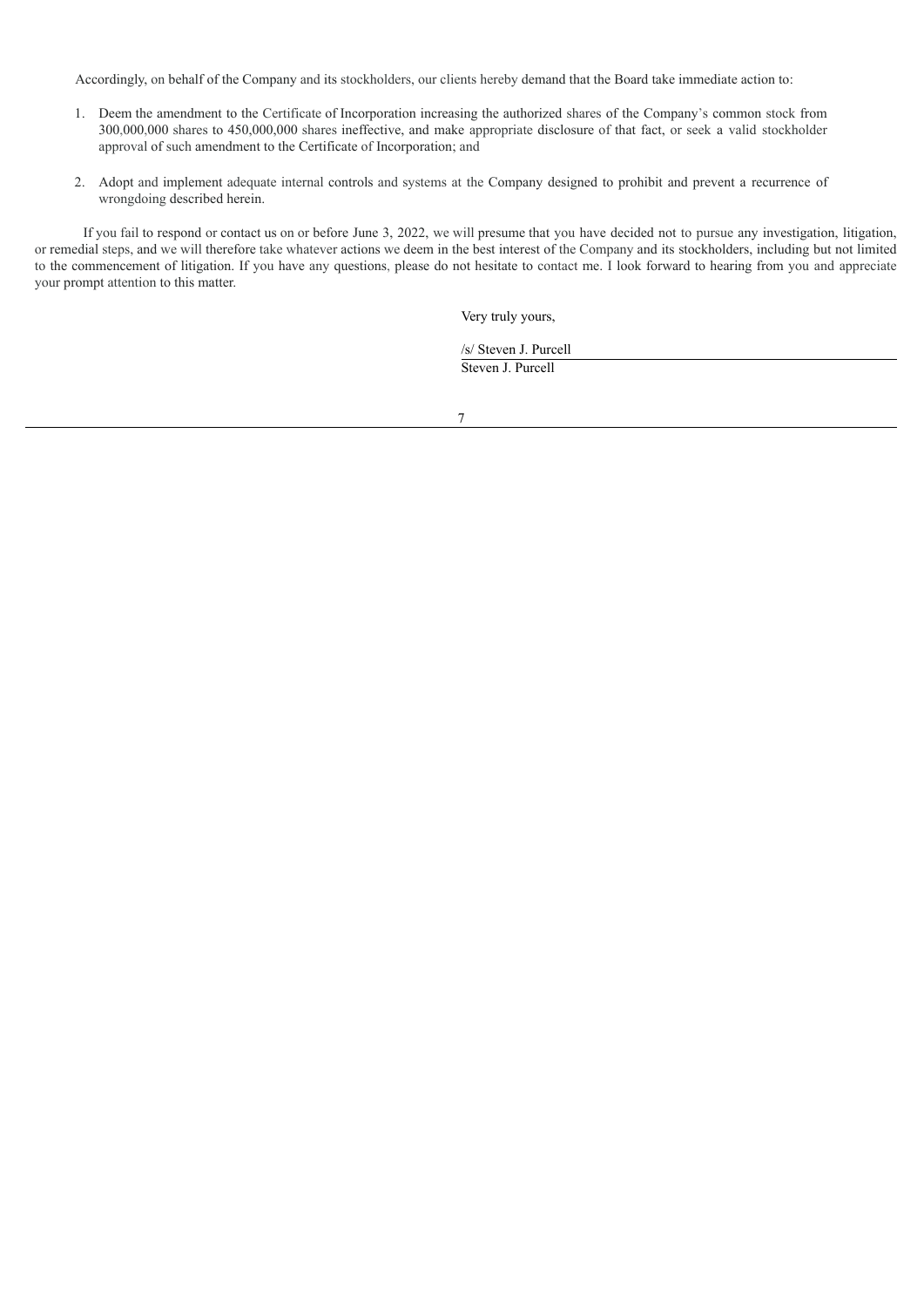Accordingly, on behalf of the Company and its stockholders, our clients hereby demand that the Board take immediate action to:

1. Deem the amendment to the Certificate of Incorporation increasing the authorized shares of the Company's common stock from 300,000,000 shares to 450,000,000 shares ineffective, and make appropriate disclosure of that fact, or seek a valid stockholder approval of such amendment to the Certificate of Incorporation; and

2. Adopt and implement adequate internal controls and systems at the Company designed to prohibit and prevent a recurrence of wrongdoing described herein.

If you fail to respond or contact us on or before June 3, 2022, we will presume that you have decided not to pursue any investigation, litigation, or remedial steps, and we will therefore take whatever actions we deem in the best interest of the Company and its stockholders, including but not limited to the commencement of litigation. If you have any questions, please do not hesitate to contact me. I look forward to hearing from you and appreciate your prompt attention to this matter.

Very truly yours,

/s/ Steven J. Purcell

Steven J. Purcell